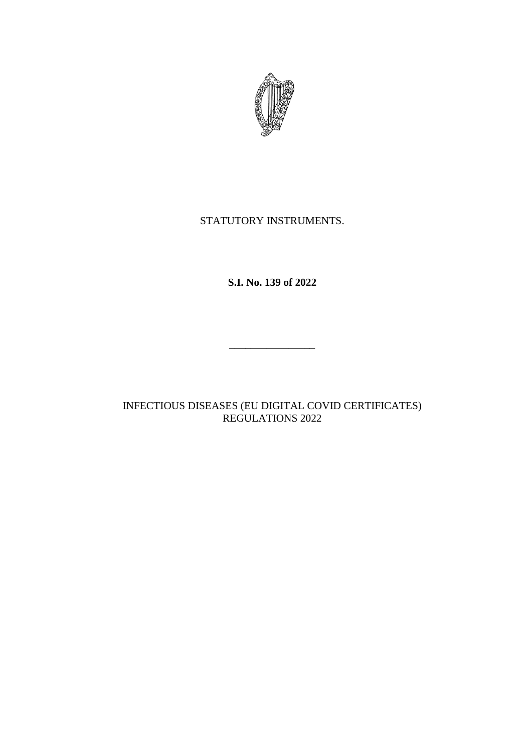STATUTORY INSTRUMENTS.

**S.I. No. 139 of 2022**

---

INFECTIOUS DISEASES (EU DIGITAL COVID CERTIFICATES) REGULATIONS 2022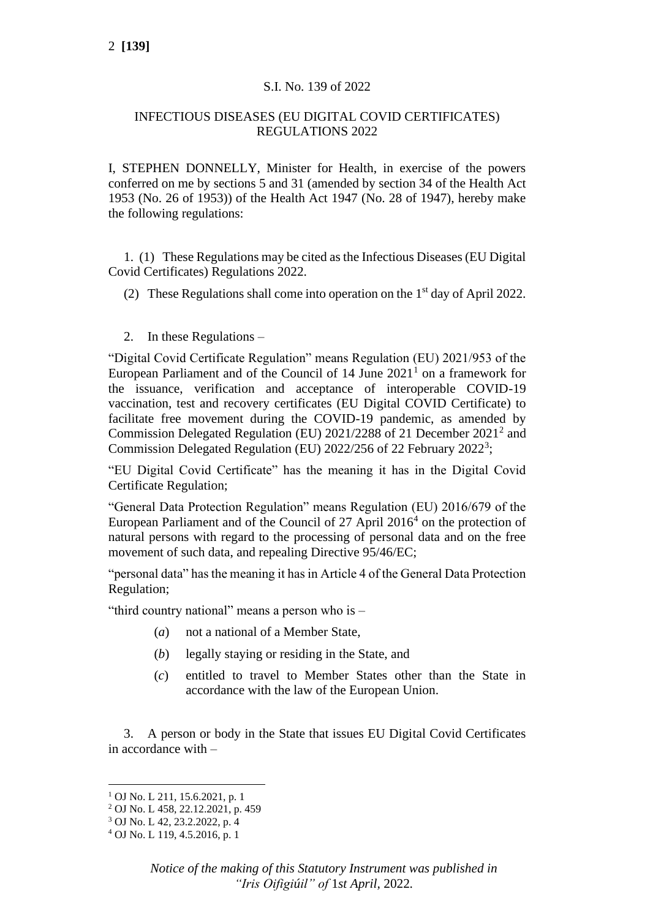S.I. No. 139 of 2022

INFECTIOUS DISEASES (EU DIGITAL COVID CERTIFICATES) REGULATIONS 2022

I, STEPHEN DONNELLY, Minister for Health, in exercise of the powers conferred on me by sections 5 and 31 (amended by section 34 of the Health Act 1953 (No. 26 of 1953)) of the Health Act 1947 (No. 28 of 1947), hereby make the following regulations:

1. (1) These Regulations may be cited as the Infectious Diseases (EU Digital Covid Certificates) Regulations 2022.

(2) These Regulations shall come into operation on the 1st day of April 2022.

2. In these Regulations –

"Digital Covid Certificate Regulation" means Regulation (EU) 2021/953 of the European Parliament and of the Council of 14 June 2021[1] on a framework for the issuance, verification and acceptance of interoperable COVID-19 vaccination, test and recovery certificates (EU Digital COVID Certificate) to facilitate free movement during the COVID-19 pandemic, as amended by Commission Delegated Regulation (EU) 2021/2288 of 21 December 2021[2] and Commission Delegated Regulation (EU) 2022/256 of 22 February 2022[3];

"EU Digital Covid Certificate" has the meaning it has in the Digital Covid Certificate Regulation;

"General Data Protection Regulation" means Regulation (EU) 2016/679 of the European Parliament and of the Council of 27 April 2016[4] on the protection of natural persons with regard to the processing of personal data and on the free movement of such data, and repealing Directive 95/46/EC;

"personal data" has the meaning it has in Article 4 of the General Data Protection Regulation;

"third country national" means a person who is –

(*a*) not a national of a Member State,

(*b*) legally staying or residing in the State, and

(*c*) entitled to travel to Member States other than the State in accordance with the law of the European Union.

3. A person or body in the State that issues EU Digital Covid Certificates in accordance with –

[1] OJ No. L 211, 15.6.2021, p. 1

[2] OJ No. L 458, 22.12.2021, p. 459

[3] OJ No. L 42, 23.2.2022, p. 4

[4] OJ No. L 119, 4.5.2016, p. 1

*Notice of the making of this Statutory Instrument was published in "Iris Oifigiúil" of 1st April, 2022.*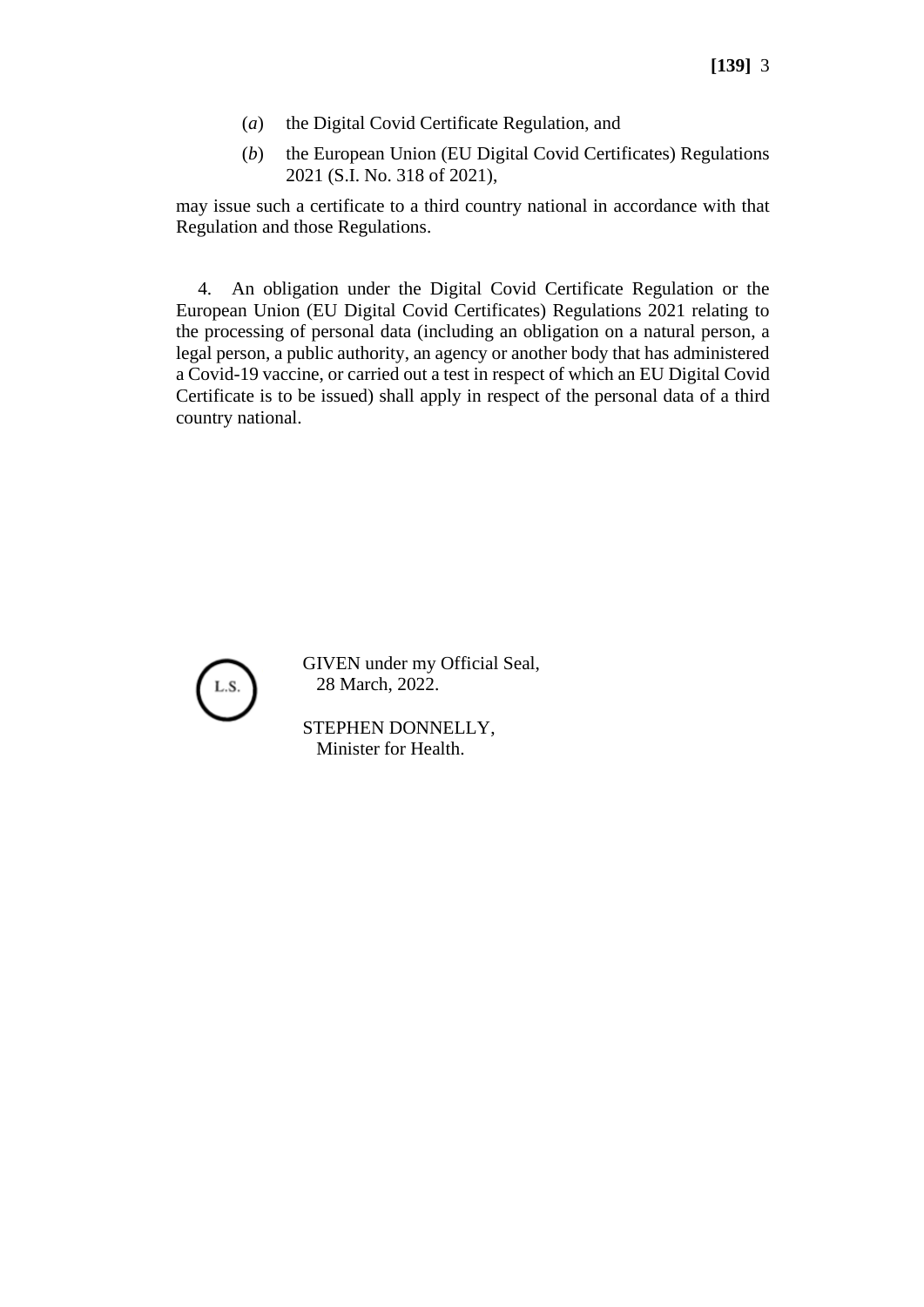(*a*) the Digital Covid Certificate Regulation, and

(*b*) the European Union (EU Digital Covid Certificates) Regulations 2021 (S.I. No. 318 of 2021),

may issue such a certificate to a third country national in accordance with that Regulation and those Regulations.

4. An obligation under the Digital Covid Certificate Regulation or the European Union (EU Digital Covid Certificates) Regulations 2021 relating to the processing of personal data (including an obligation on a natural person, a legal person, a public authority, an agency or another body that has administered a Covid-19 vaccine, or carried out a test in respect of which an EU Digital Covid Certificate is to be issued) shall apply in respect of the personal data of a third country national.

L.S.

GIVEN under my Official Seal,
28 March, 2022.

STEPHEN DONNELLY,
Minister for Health.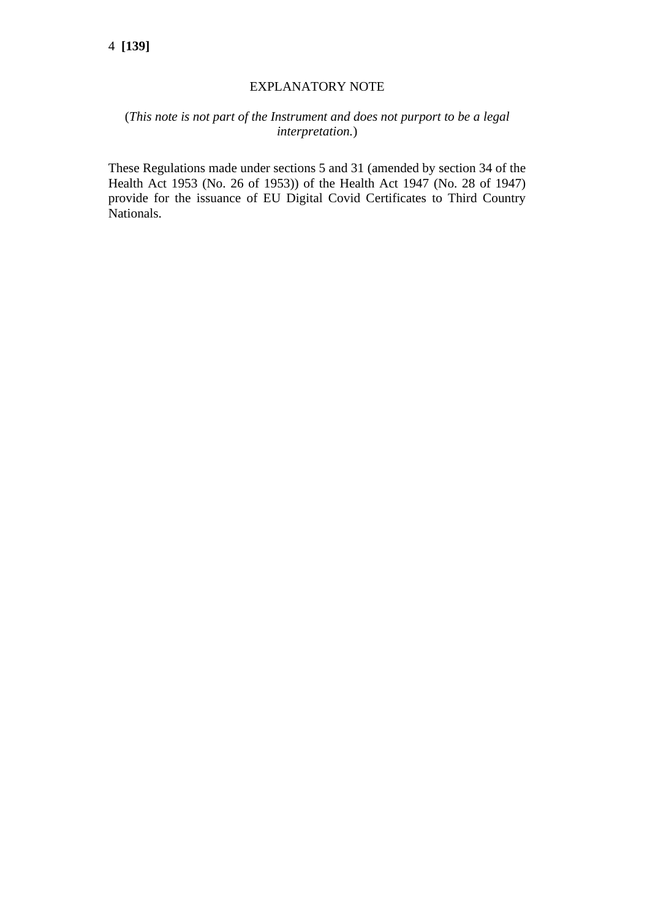## EXPLANATORY NOTE

(*This note is not part of the Instrument and does not purport to be a legal interpretation.*)

These Regulations made under sections 5 and 31 (amended by section 34 of the Health Act 1953 (No. 26 of 1953)) of the Health Act 1947 (No. 28 of 1947) provide for the issuance of EU Digital Covid Certificates to Third Country Nationals.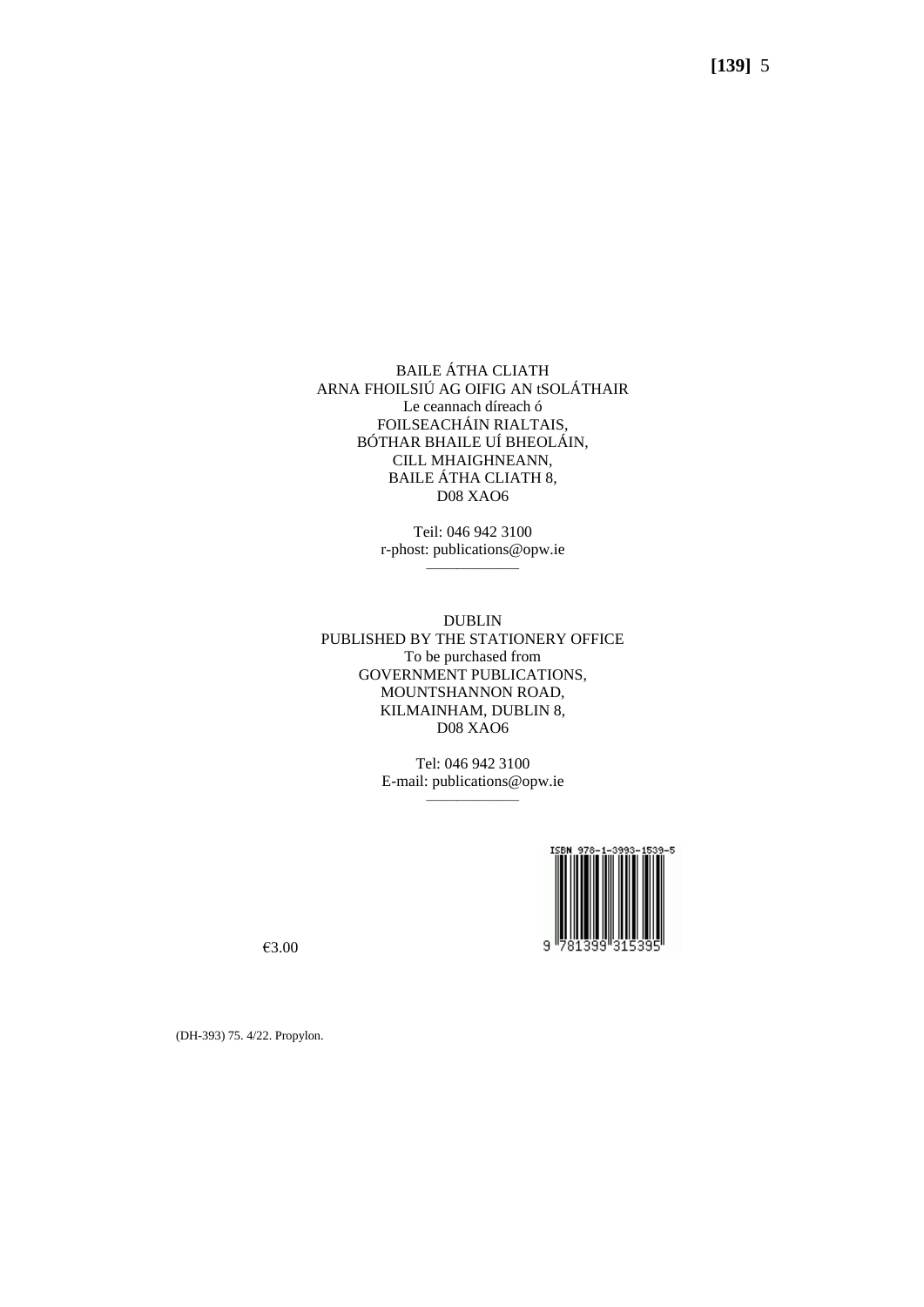BAILE ÁTHA CLIATH
ARNA FHOILSIÚ AG OIFIG AN tSOLÁTHAIR
Le ceannach díreach ó
FOILSEACHÁIN RIALTAIS,
BÓTHAR BHAILE UÍ BHEOLÁIN,
CILL MHAIGHNEANN,
BAILE ÁTHA CLIATH 8,
D08 XAO6

Teil: 046 942 3100
r-phost: publications@opw.ie

---

DUBLIN
PUBLISHED BY THE STATIONERY OFFICE
To be purchased from
GOVERNMENT PUBLICATIONS,
MOUNTSHANNON ROAD,
KILMAINHAM, DUBLIN 8,
D08 XAO6

Tel: 046 942 3100
E-mail: publications@opw.ie

---

ISBN 978-1-3993-1539-5

9 781399 315395

€3.00

(DH-393) 75. 4/22. Propylon.